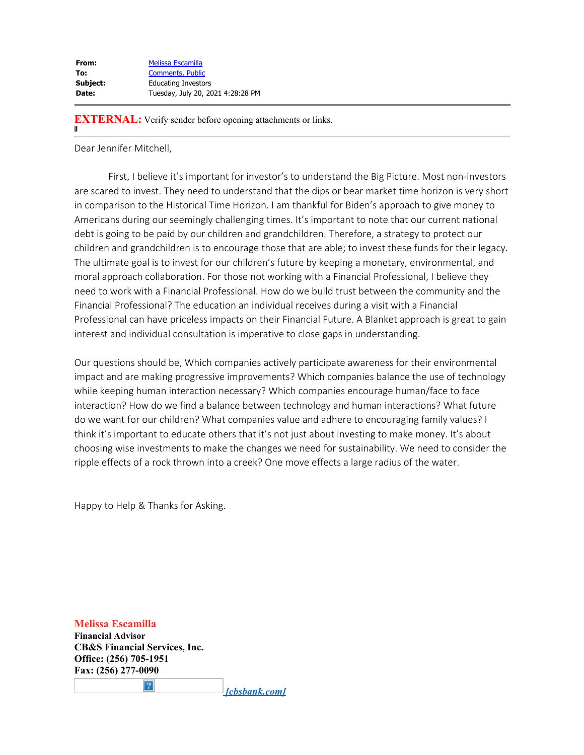| | |
|---|---|
| **From:** | Melissa Escamilla |
| **To:** | Comments, Public |
| **Subject:** | Educating Investors |
| **Date:** | Tuesday, July 20, 2021 4:28:28 PM |

**EXTERNAL:** Verify sender before opening attachments or links.

Dear Jennifer Mitchell,

First, I believe it's important for investor's to understand the Big Picture. Most non-investors are scared to invest. They need to understand that the dips or bear market time horizon is very short in comparison to the Historical Time Horizon. I am thankful for Biden's approach to give money to Americans during our seemingly challenging times. It's important to note that our current national debt is going to be paid by our children and grandchildren. Therefore, a strategy to protect our children and grandchildren is to encourage those that are able; to invest these funds for their legacy. The ultimate goal is to invest for our children's future by keeping a monetary, environmental, and moral approach collaboration. For those not working with a Financial Professional, I believe they need to work with a Financial Professional. How do we build trust between the community and the Financial Professional? The education an individual receives during a visit with a Financial Professional can have priceless impacts on their Financial Future. A Blanket approach is great to gain interest and individual consultation is imperative to close gaps in understanding.

Our questions should be, Which companies actively participate awareness for their environmental impact and are making progressive improvements? Which companies balance the use of technology while keeping human interaction necessary? Which companies encourage human/face to face interaction? How do we find a balance between technology and human interactions? What future do we want for our children? What companies value and adhere to encouraging family values? I think it's important to educate others that it's not just about investing to make money. It's about choosing wise investments to make the changes we need for sustainability. We need to consider the ripple effects of a rock thrown into a creek? One move effects a large radius of the water.

Happy to Help & Thanks for Asking.

**Melissa Escamilla**
**Financial Advisor**
**CB&S Financial Services, Inc.**
**Office: (256) 705-1951**
**Fax: (256) 277-0090**

[cbsbank.com]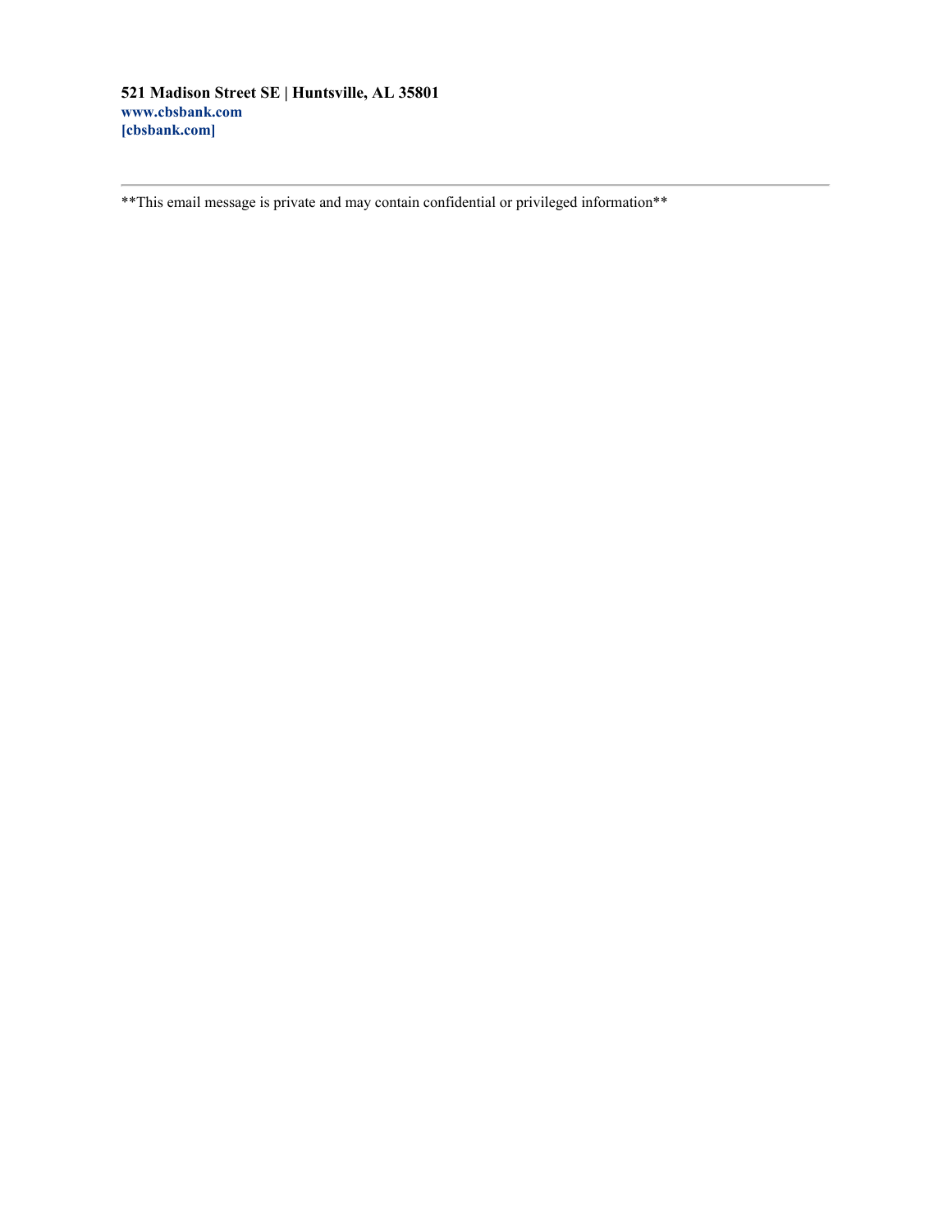**521 Madison Street SE | Huntsville, AL 35801**
**www.cbsbank.com**
**[cbsbank.com]**

---

**This email message is private and may contain confidential or privileged information**